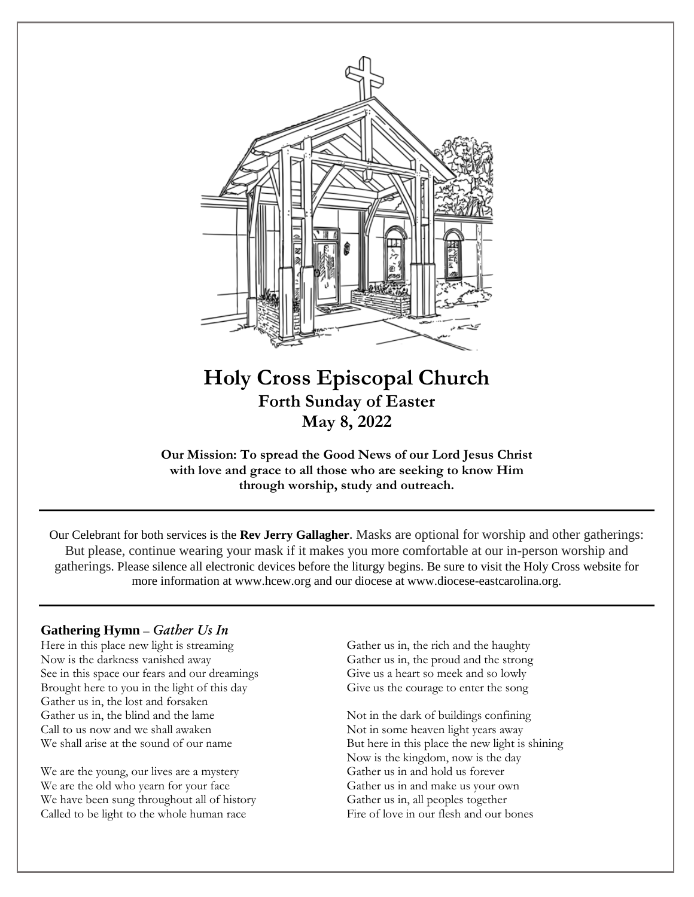# Holy Cross Episcopal Church

## Forth Sunday of Easter

## May 8, 2022

**Our Mission: To spread the Good News of our Lord Jesus Christ with love and grace to all those who are seeking to know Him through worship, study and outreach.**

---

Our Celebrant for both services is the **Rev Jerry Gallagher**. Masks are optional for worship and other gatherings: But please, continue wearing your mask if it makes you more comfortable at our in-person worship and gatherings. Please silence all electronic devices before the liturgy begins. Be sure to visit the Holy Cross website for more information at www.hcew.org and our diocese at www.diocese-eastcarolina.org.

---

**Gathering Hymn** – ***Gather Us In***

Here in this place new light is streaming
Now is the darkness vanished away
See in this space our fears and our dreamings
Brought here to you in the light of this day
Gather us in, the lost and forsaken
Gather us in, the blind and the lame
Call to us now and we shall awaken
We shall arise at the sound of our name

We are the young, our lives are a mystery
We are the old who yearn for your face
We have been sung throughout all of history
Called to be light to the whole human race
Gather us in, the rich and the haughty
Gather us in, the proud and the strong
Give us a heart so meek and so lowly
Give us the courage to enter the song

Not in the dark of buildings confining
Not in some heaven light years away
But here in this place the new light is shining
Now is the kingdom, now is the day
Gather us in and hold us forever
Gather us in and make us your own
Gather us in, all peoples together
Fire of love in our flesh and our bones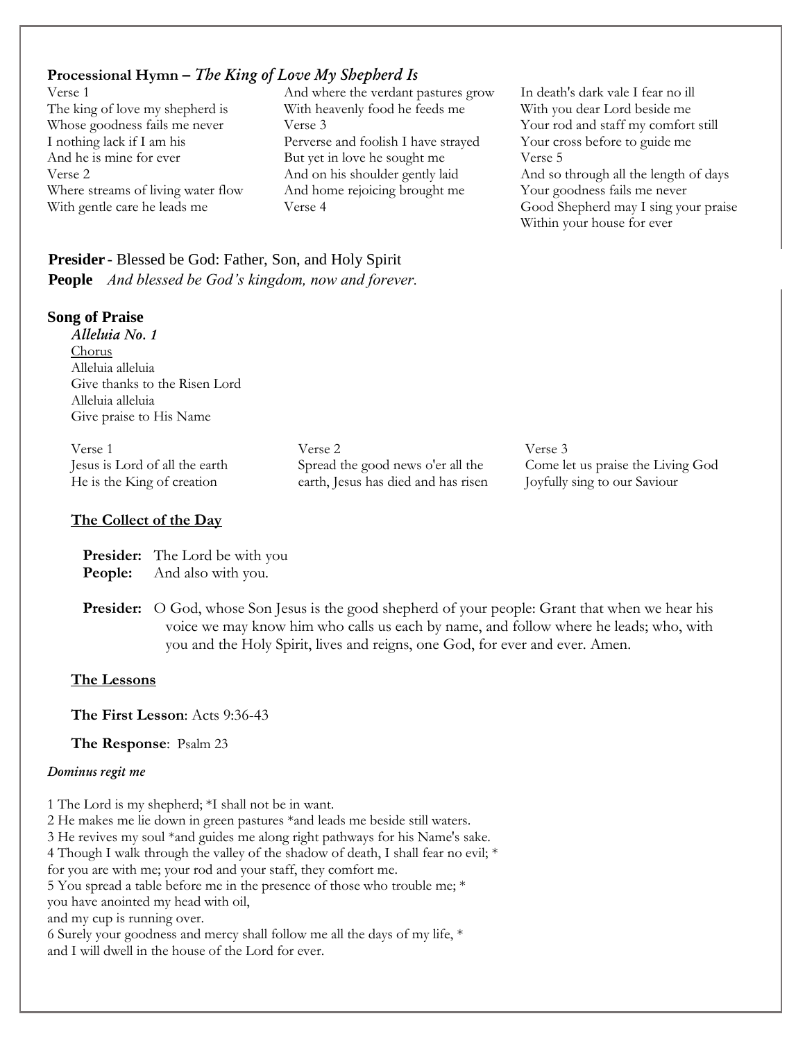### Processional Hymn – *The King of Love My Shepherd Is*

Verse 1
The king of love my shepherd is
Whose goodness fails me never
I nothing lack if I am his
And he is mine for ever

Verse 2
Where streams of living water flow
With gentle care he leads me
And where the verdant pastures grow
With heavenly food he feeds me

Verse 3
Perverse and foolish I have strayed
But yet in love he sought me
And on his shoulder gently laid
And home rejoicing brought me

Verse 4
In death's dark vale I fear no ill
With you dear Lord beside me
Your rod and staff my comfort still
Your cross before to guide me

Verse 5
And so through all the length of days
Your goodness fails me never
Good Shepherd may I sing your praise
Within your house for ever

**Presider** - Blessed be God: Father, Son, and Holy Spirit
**People** *And blessed be God's kingdom, now and forever.*

### Song of Praise

***Alleluia No. 1***

Chorus
Alleluia alleluia
Give thanks to the Risen Lord
Alleluia alleluia
Give praise to His Name

Verse 1
Jesus is Lord of all the earth
He is the King of creation

Verse 2
Spread the good news o'er all the earth, Jesus has died and has risen

Verse 3
Come let us praise the Living God
Joyfully sing to our Saviour

### The Collect of the Day

**Presider:** The Lord be with you
**People:** And also with you.

**Presider:** O God, whose Son Jesus is the good shepherd of your people: Grant that when we hear his voice we may know him who calls us each by name, and follow where he leads; who, with you and the Holy Spirit, lives and reigns, one God, for ever and ever. Amen.

### The Lessons

**The First Lesson**: Acts 9:36-43

**The Response**: Psalm 23

***Dominus regit me***

1 The Lord is my shepherd; *I shall not be in want.
2 He makes me lie down in green pastures *and leads me beside still waters.
3 He revives my soul *and guides me along right pathways for his Name's sake.
4 Though I walk through the valley of the shadow of death, I shall fear no evil; *
for you are with me; your rod and your staff, they comfort me.
5 You spread a table before me in the presence of those who trouble me; *
you have anointed my head with oil,
and my cup is running over.
6 Surely your goodness and mercy shall follow me all the days of my life, *
and I will dwell in the house of the Lord for ever.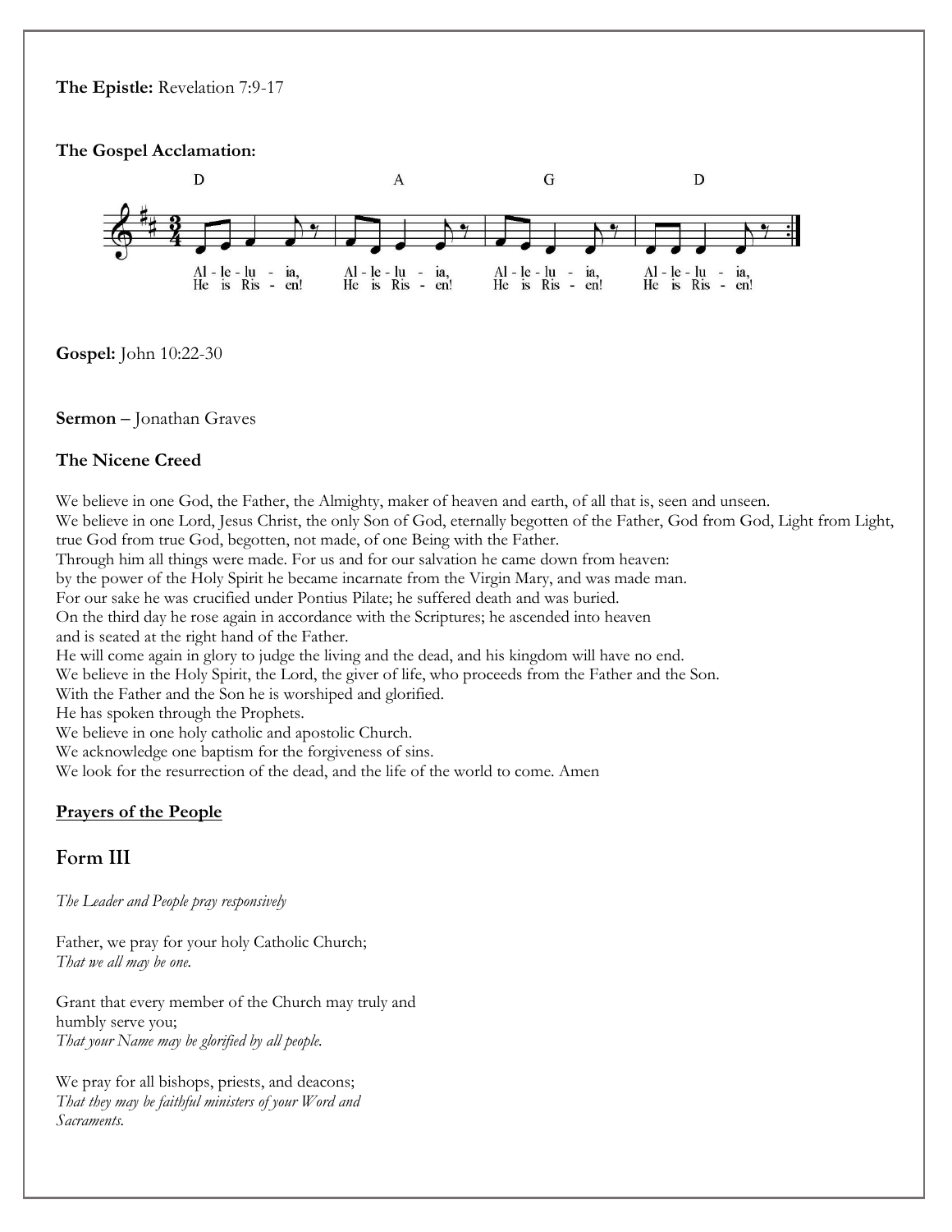**The Epistle:** Revelation 7:9-17

**The Gospel Acclamation:**

D A G D

Al - le - lu - ia, Al - le - lu - ia, Al - le - lu - ia, Al - le - lu - ia,
He is Ris - en! He is Ris - en! He is Ris - en! He is Ris - en!

**Gospel:** John 10:22-30

**Sermon –** Jonathan Graves

### The Nicene Creed

We believe in one God, the Father, the Almighty, maker of heaven and earth, of all that is, seen and unseen.
We believe in one Lord, Jesus Christ, the only Son of God, eternally begotten of the Father, God from God, Light from Light, true God from true God, begotten, not made, of one Being with the Father.
Through him all things were made. For us and for our salvation he came down from heaven:
by the power of the Holy Spirit he became incarnate from the Virgin Mary, and was made man.
For our sake he was crucified under Pontius Pilate; he suffered death and was buried.
On the third day he rose again in accordance with the Scriptures; he ascended into heaven
and is seated at the right hand of the Father.
He will come again in glory to judge the living and the dead, and his kingdom will have no end.
We believe in the Holy Spirit, the Lord, the giver of life, who proceeds from the Father and the Son.
With the Father and the Son he is worshiped and glorified.
He has spoken through the Prophets.
We believe in one holy catholic and apostolic Church.
We acknowledge one baptism for the forgiveness of sins.
We look for the resurrection of the dead, and the life of the world to come. Amen

### Prayers of the People

## Form III

*The Leader and People pray responsively*

Father, we pray for your holy Catholic Church;
*That we all may be one.*

Grant that every member of the Church may truly and humbly serve you;
*That your Name may be glorified by all people.*

We pray for all bishops, priests, and deacons;
*That they may be faithful ministers of your Word and Sacraments.*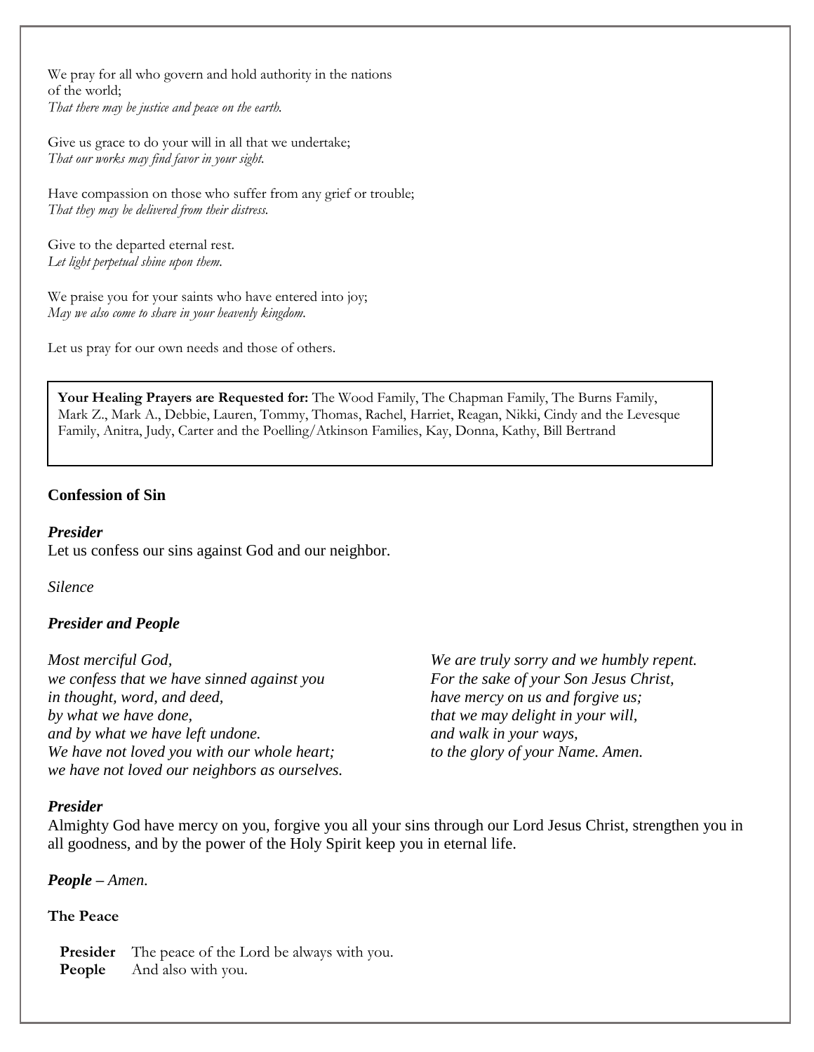We pray for all who govern and hold authority in the nations of the world;
*That there may be justice and peace on the earth.*

Give us grace to do your will in all that we undertake;
*That our works may find favor in your sight.*

Have compassion on those who suffer from any grief or trouble;
*That they may be delivered from their distress.*

Give to the departed eternal rest.
*Let light perpetual shine upon them.*

We praise you for your saints who have entered into joy;
*May we also come to share in your heavenly kingdom.*

Let us pray for our own needs and those of others.

**Your Healing Prayers are Requested for:** The Wood Family, The Chapman Family, The Burns Family, Mark Z., Mark A., Debbie, Lauren, Tommy, Thomas, Rachel, Harriet, Reagan, Nikki, Cindy and the Levesque Family, Anitra, Judy, Carter and the Poelling/Atkinson Families, Kay, Donna, Kathy, Bill Bertrand

**Confession of Sin**

***Presider***
Let us confess our sins against God and our neighbor.

*Silence*

***Presider and People***

***Most merciful God,***
***we confess that we have sinned against you***
***in thought, word, and deed,***
***by what we have done,***
***and by what we have left undone.***
***We have not loved you with our whole heart;***
***we have not loved our neighbors as ourselves.***
***We are truly sorry and we humbly repent.***
***For the sake of your Son Jesus Christ,***
***have mercy on us and forgive us;***
***that we may delight in your will,***
***and walk in your ways,***
***to the glory of your Name. Amen.***

***Presider***
Almighty God have mercy on you, forgive you all your sins through our Lord Jesus Christ, strengthen you in all goodness, and by the power of the Holy Spirit keep you in eternal life.

***People** – Amen.*

**The Peace**

**Presider** The peace of the Lord be always with you.
**People** And also with you.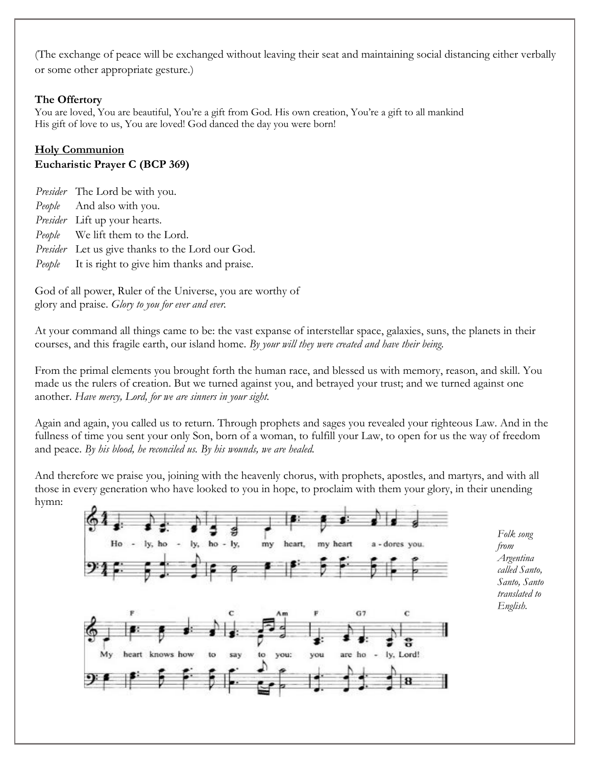(The exchange of peace will be exchanged without leaving their seat and maintaining social distancing either verbally or some other appropriate gesture.)

**The Offertory**

You are loved, You are beautiful, You're a gift from God. His own creation, You're a gift to all mankind
His gift of love to us, You are loved! God danced the day you were born!

**Holy Communion**

**Eucharistic Prayer C (BCP 369)**

*Presider* The Lord be with you.
*People* And also with you.
*Presider* Lift up your hearts.
*People* We lift them to the Lord.
*Presider* Let us give thanks to the Lord our God.
*People* It is right to give him thanks and praise.

God of all power, Ruler of the Universe, you are worthy of glory and praise. *Glory to you for ever and ever.*

At your command all things came to be: the vast expanse of interstellar space, galaxies, suns, the planets in their courses, and this fragile earth, our island home. *By your will they were created and have their being.*

From the primal elements you brought forth the human race, and blessed us with memory, reason, and skill. You made us the rulers of creation. But we turned against you, and betrayed your trust; and we turned against one another. *Have mercy, Lord, for we are sinners in your sight.*

Again and again, you called us to return. Through prophets and sages you revealed your righteous Law. And in the fullness of time you sent your only Son, born of a woman, to fulfill your Law, to open for us the way of freedom and peace. *By his blood, he reconciled us. By his wounds, we are healed.*

And therefore we praise you, joining with the heavenly chorus, with prophets, apostles, and martyrs, and with all those in every generation who have looked to you in hope, to proclaim with them your glory, in their unending hymn:

Holy, holy, holy, my heart, my heart adores you. My heart knows how to say to you: you are holy, Lord!

*Folk song from Argentina called Santo, Santo, Santo translated to English.*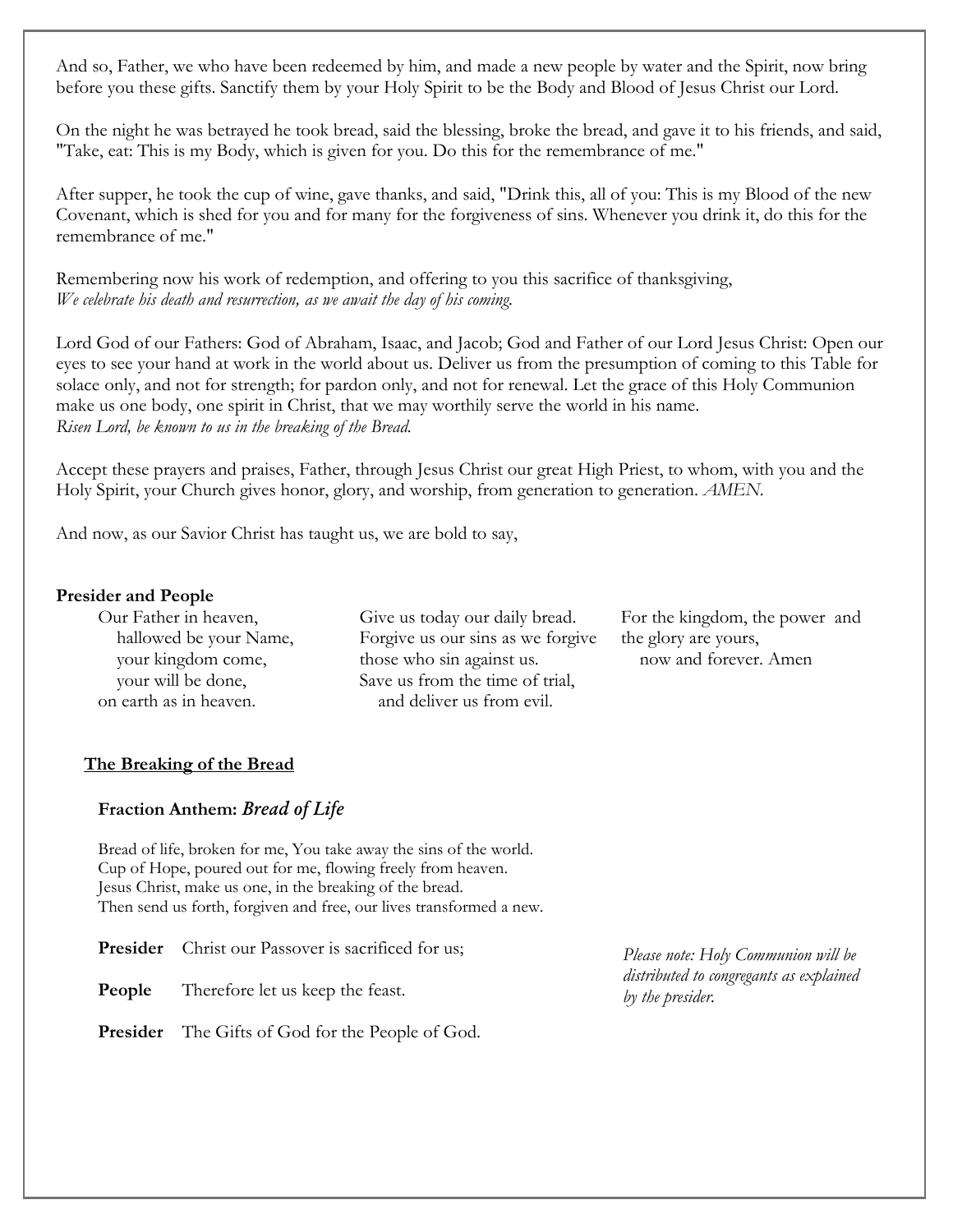And so, Father, we who have been redeemed by him, and made a new people by water and the Spirit, now bring before you these gifts. Sanctify them by your Holy Spirit to be the Body and Blood of Jesus Christ our Lord.

On the night he was betrayed he took bread, said the blessing, broke the bread, and gave it to his friends, and said, "Take, eat: This is my Body, which is given for you. Do this for the remembrance of me."

After supper, he took the cup of wine, gave thanks, and said, "Drink this, all of you: This is my Blood of the new Covenant, which is shed for you and for many for the forgiveness of sins. Whenever you drink it, do this for the remembrance of me."

Remembering now his work of redemption, and offering to you this sacrifice of thanksgiving,
*We celebrate his death and resurrection, as we await the day of his coming.*

Lord God of our Fathers: God of Abraham, Isaac, and Jacob; God and Father of our Lord Jesus Christ: Open our eyes to see your hand at work in the world about us. Deliver us from the presumption of coming to this Table for solace only, and not for strength; for pardon only, and not for renewal. Let the grace of this Holy Communion make us one body, one spirit in Christ, that we may worthily serve the world in his name.
*Risen Lord, be known to us in the breaking of the Bread.*

Accept these prayers and praises, Father, through Jesus Christ our great High Priest, to whom, with you and the Holy Spirit, your Church gives honor, glory, and worship, from generation to generation. *AMEN.*

And now, as our Savior Christ has taught us, we are bold to say,

**Presider and People**

Our Father in heaven,
hallowed be your Name,
your kingdom come,
your will be done,
on earth as in heaven.
Give us today our daily bread.
Forgive us our sins as we forgive those who sin against us.
Save us from the time of trial,
and deliver us from evil.
For the kingdom, the power and the glory are yours,
now and forever. Amen

## The Breaking of the Bread

### Fraction Anthem: *Bread of Life*

Bread of life, broken for me, You take away the sins of the world.
Cup of Hope, poured out for me, flowing freely from heaven.
Jesus Christ, make us one, in the breaking of the bread.
Then send us forth, forgiven and free, our lives transformed a new.

**Presider** Christ our Passover is sacrificed for us;

**People** Therefore let us keep the feast.

**Presider** The Gifts of God for the People of God.

*Please note: Holy Communion will be distributed to congregants as explained by the presider.*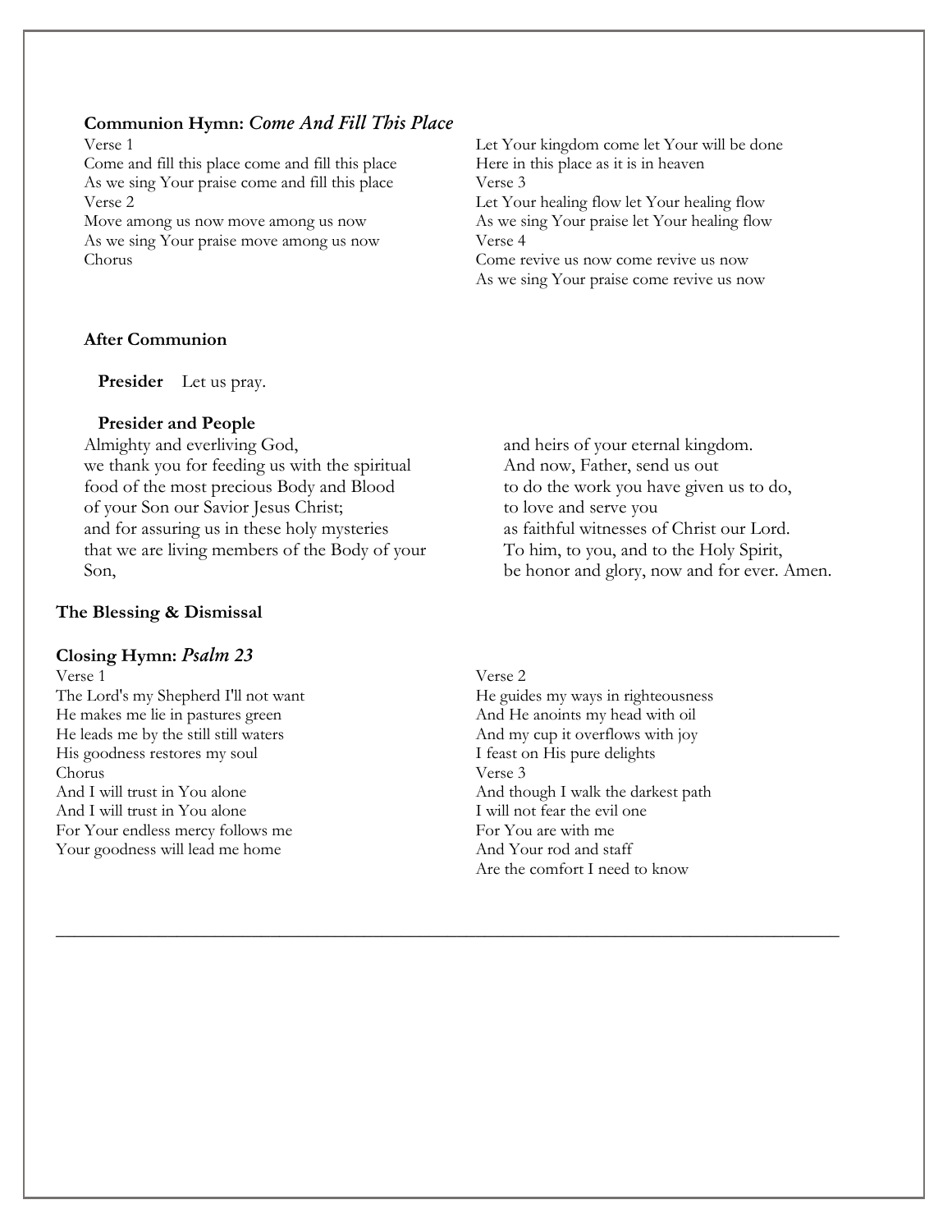**Communion Hymn:** ***Come And Fill This Place***

Verse 1
Come and fill this place come and fill this place
As we sing Your praise come and fill this place
Verse 2
Move among us now move among us now
As we sing Your praise move among us now
Chorus
Let Your kingdom come let Your will be done
Here in this place as it is in heaven
Verse 3
Let Your healing flow let Your healing flow
As we sing Your praise let Your healing flow
Verse 4
Come revive us now come revive us now
As we sing Your praise come revive us now

**After Communion**

**Presider** Let us pray.

**Presider and People**

Almighty and everliving God,
we thank you for feeding us with the spiritual
food of the most precious Body and Blood
of your Son our Savior Jesus Christ;
and for assuring us in these holy mysteries
that we are living members of the Body of your
Son,
and heirs of your eternal kingdom.
And now, Father, send us out
to do the work you have given us to do,
to love and serve you
as faithful witnesses of Christ our Lord.
To him, to you, and to the Holy Spirit,
be honor and glory, now and for ever. Amen.

**The Blessing & Dismissal**

**Closing Hymn:** ***Psalm 23***

Verse 1
The Lord's my Shepherd I'll not want
He makes me lie in pastures green
He leads me by the still still waters
His goodness restores my soul
Chorus
And I will trust in You alone
And I will trust in You alone
For Your endless mercy follows me
Your goodness will lead me home
Verse 2
He guides my ways in righteousness
And He anoints my head with oil
And my cup it overflows with joy
I feast on His pure delights
Verse 3
And though I walk the darkest path
I will not fear the evil one
For You are with me
And Your rod and staff
Are the comfort I need to know

---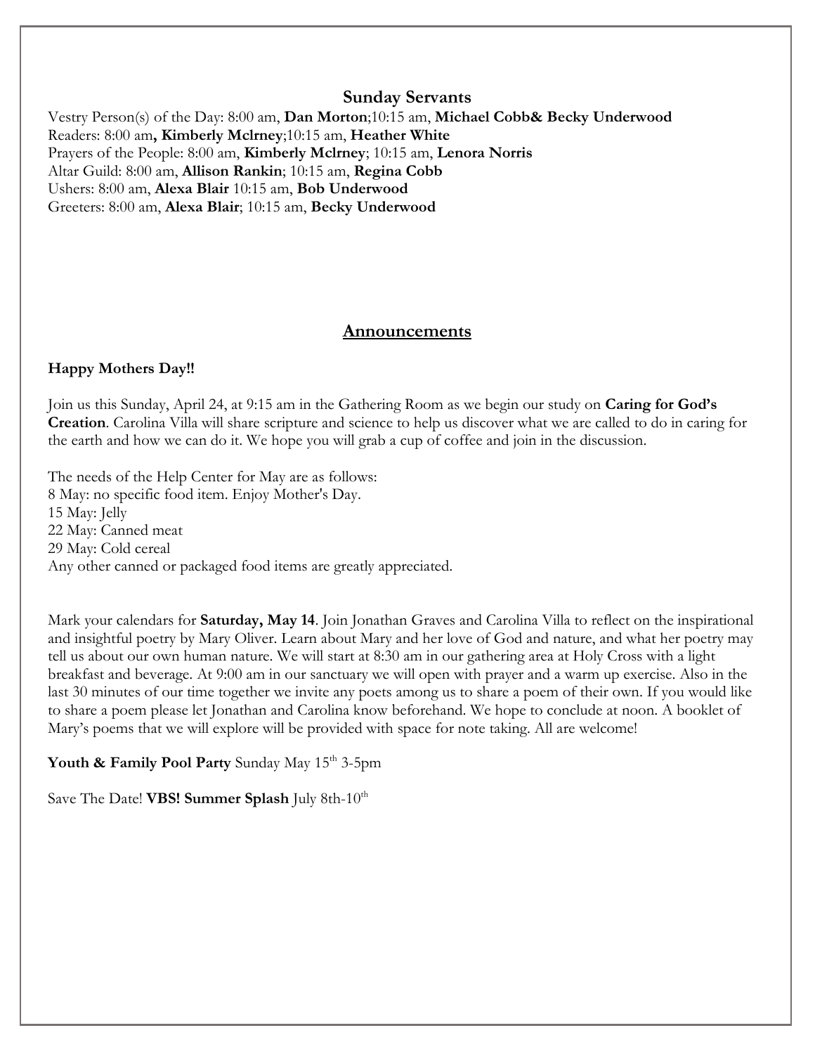## Sunday Servants

Vestry Person(s) of the Day: 8:00 am, **Dan Morton**;10:15 am, **Michael Cobb& Becky Underwood**
Readers: 8:00 am**, Kimberly Mclrney**;10:15 am, **Heather White**
Prayers of the People: 8:00 am, **Kimberly Mclrney**; 10:15 am, **Lenora Norris**
Altar Guild: 8:00 am, **Allison Rankin**; 10:15 am, **Regina Cobb**
Ushers: 8:00 am, **Alexa Blair** 10:15 am, **Bob Underwood**
Greeters: 8:00 am, **Alexa Blair**; 10:15 am, **Becky Underwood**

## Announcements

**Happy Mothers Day!!**

Join us this Sunday, April 24, at 9:15 am in the Gathering Room as we begin our study on **Caring for God's Creation**. Carolina Villa will share scripture and science to help us discover what we are called to do in caring for the earth and how we can do it. We hope you will grab a cup of coffee and join in the discussion.

The needs of the Help Center for May are as follows:
8 May: no specific food item. Enjoy Mother's Day.
15 May: Jelly
22 May: Canned meat
29 May: Cold cereal
Any other canned or packaged food items are greatly appreciated.

Mark your calendars for **Saturday, May 14**. Join Jonathan Graves and Carolina Villa to reflect on the inspirational and insightful poetry by Mary Oliver. Learn about Mary and her love of God and nature, and what her poetry may tell us about our own human nature. We will start at 8:30 am in our gathering area at Holy Cross with a light breakfast and beverage. At 9:00 am in our sanctuary we will open with prayer and a warm up exercise. Also in the last 30 minutes of our time together we invite any poets among us to share a poem of their own. If you would like to share a poem please let Jonathan and Carolina know beforehand. We hope to conclude at noon. A booklet of Mary's poems that we will explore will be provided with space for note taking. All are welcome!

**Youth & Family Pool Party** Sunday May 15th 3-5pm

Save The Date! **VBS! Summer Splash** July 8th-10th